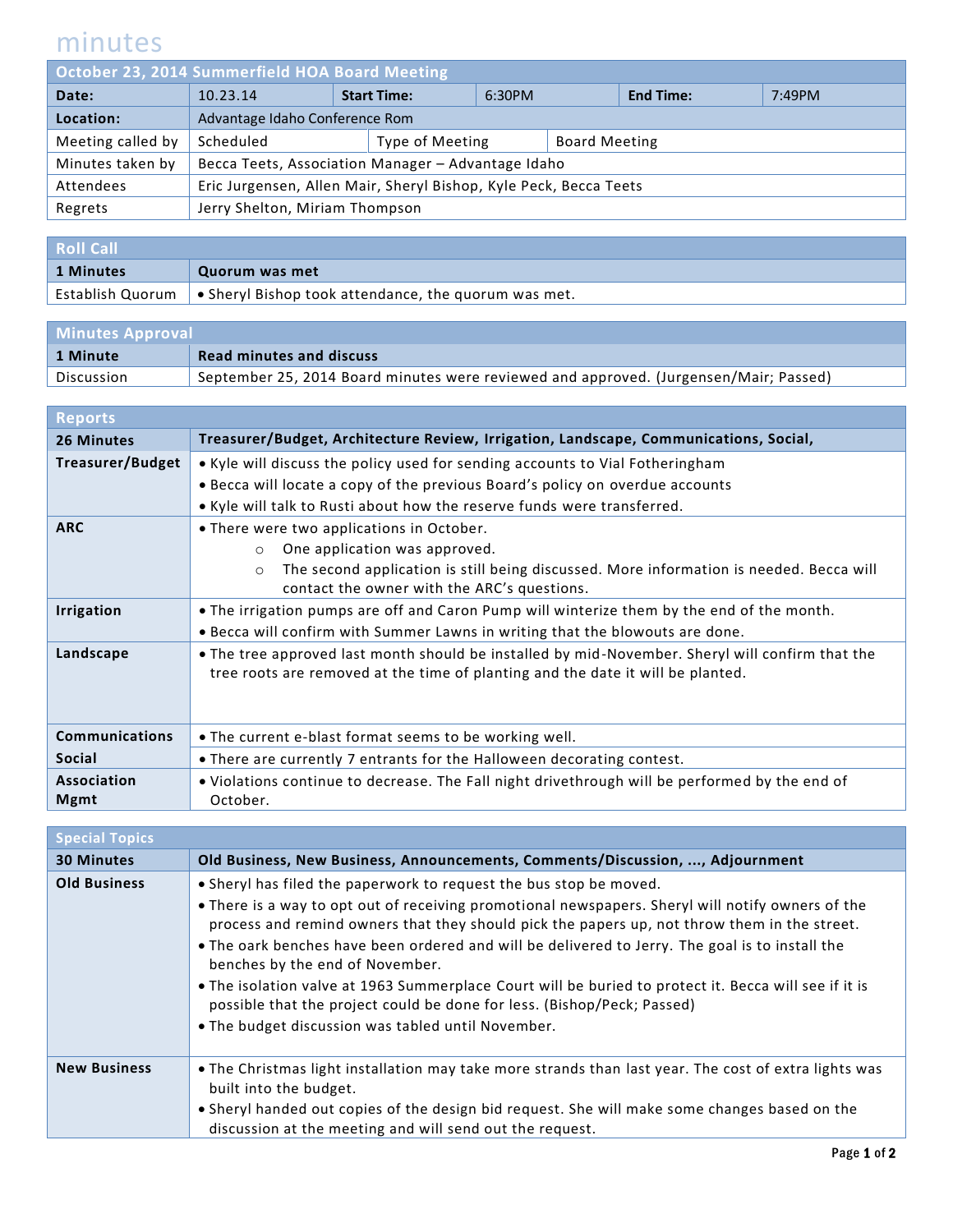# minutes

| October 23, 2014 Summerfield HOA Board Meeting | | | | | |
|---|---|---|---|---|---|
| **Date:** | 10.23.14 | **Start Time:** | 6:30PM | **End Time:** | 7:49PM |
| **Location:** | Advantage Idaho Conference Rom | | | | |
| Meeting called by | Scheduled | Type of Meeting | Board Meeting | | |
| Minutes taken by | Becca Teets, Association Manager – Advantage Idaho | | | | |
| Attendees | Eric Jurgensen, Allen Mair, Sheryl Bishop, Kyle Peck, Becca Teets | | | | |
| Regrets | Jerry Shelton, Miriam Thompson | | | | |

## Roll Call

| 1 Minutes | Quorum was met |
|---|---|
| Establish Quorum | • Sheryl Bishop took attendance, the quorum was met. |

## Minutes Approval

| 1 Minute | Read minutes and discuss |
|---|---|
| Discussion | September 25, 2014 Board minutes were reviewed and approved. (Jurgensen/Mair; Passed) |

## Reports

| 26 Minutes | Treasurer/Budget, Architecture Review, Irrigation, Landscape, Communications, Social, |
|---|---|
| **Treasurer/Budget** | • Kyle will discuss the policy used for sending accounts to Vial Fotheringham<br>• Becca will locate a copy of the previous Board's policy on overdue accounts<br>• Kyle will talk to Rusti about how the reserve funds were transferred. |
| **ARC** | • There were two applications in October.<br>○ One application was approved.<br>○ The second application is still being discussed. More information is needed. Becca will contact the owner with the ARC's questions. |
| **Irrigation** | • The irrigation pumps are off and Caron Pump will winterize them by the end of the month.<br>• Becca will confirm with Summer Lawns in writing that the blowouts are done. |
| **Landscape** | • The tree approved last month should be installed by mid-November. Sheryl will confirm that the tree roots are removed at the time of planting and the date it will be planted. |
| **Communications** | • The current e-blast format seems to be working well. |
| **Social** | • There are currently 7 entrants for the Halloween decorating contest. |
| **Association Mgmt** | • Violations continue to decrease. The Fall night drivethrough will be performed by the end of October. |

## Special Topics

| 30 Minutes | Old Business, New Business, Announcements, Comments/Discussion, ..., Adjournment |
|---|---|
| **Old Business** | • Sheryl has filed the paperwork to request the bus stop be moved.<br>• There is a way to opt out of receiving promotional newspapers. Sheryl will notify owners of the process and remind owners that they should pick the papers up, not throw them in the street.<br>• The oark benches have been ordered and will be delivered to Jerry. The goal is to install the benches by the end of November.<br>• The isolation valve at 1963 Summerplace Court will be buried to protect it. Becca will see if it is possible that the project could be done for less. (Bishop/Peck; Passed)<br>• The budget discussion was tabled until November. |
| **New Business** | • The Christmas light installation may take more strands than last year. The cost of extra lights was built into the budget.<br>• Sheryl handed out copies of the design bid request. She will make some changes based on the discussion at the meeting and will send out the request. |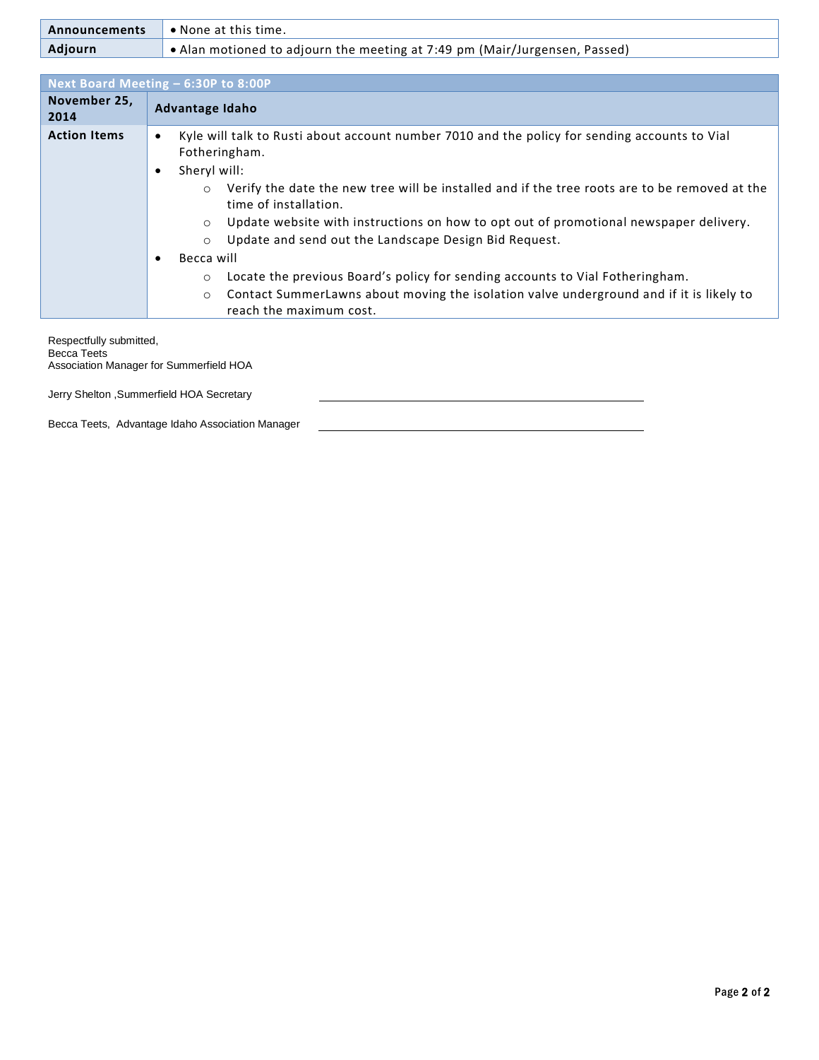| | |
|---|---|
| **Announcements** | • None at this time. |
| **Adjourn** | • Alan motioned to adjourn the meeting at 7:49 pm (Mair/Jurgensen, Passed) |

| **Next Board Meeting – 6:30P to 8:00P** | |
|---|---|
| **November 25, 2014** | **Advantage Idaho** |
| **Action Items** | • Kyle will talk to Rusti about account number 7010 and the policy for sending accounts to Vial Fotheringham.<br>• Sheryl will:<br>  ○ Verify the date the new tree will be installed and if the tree roots are to be removed at the time of installation.<br>  ○ Update website with instructions on how to opt out of promotional newspaper delivery.<br>  ○ Update and send out the Landscape Design Bid Request.<br>• Becca will<br>  ○ Locate the previous Board's policy for sending accounts to Vial Fotheringham.<br>  ○ Contact SummerLawns about moving the isolation valve underground and if it is likely to reach the maximum cost. |

Respectfully submitted,
Becca Teets
Association Manager for Summerfield HOA

Jerry Shelton ,Summerfield HOA Secretary ______________________________

Becca Teets, Advantage Idaho Association Manager ______________________________